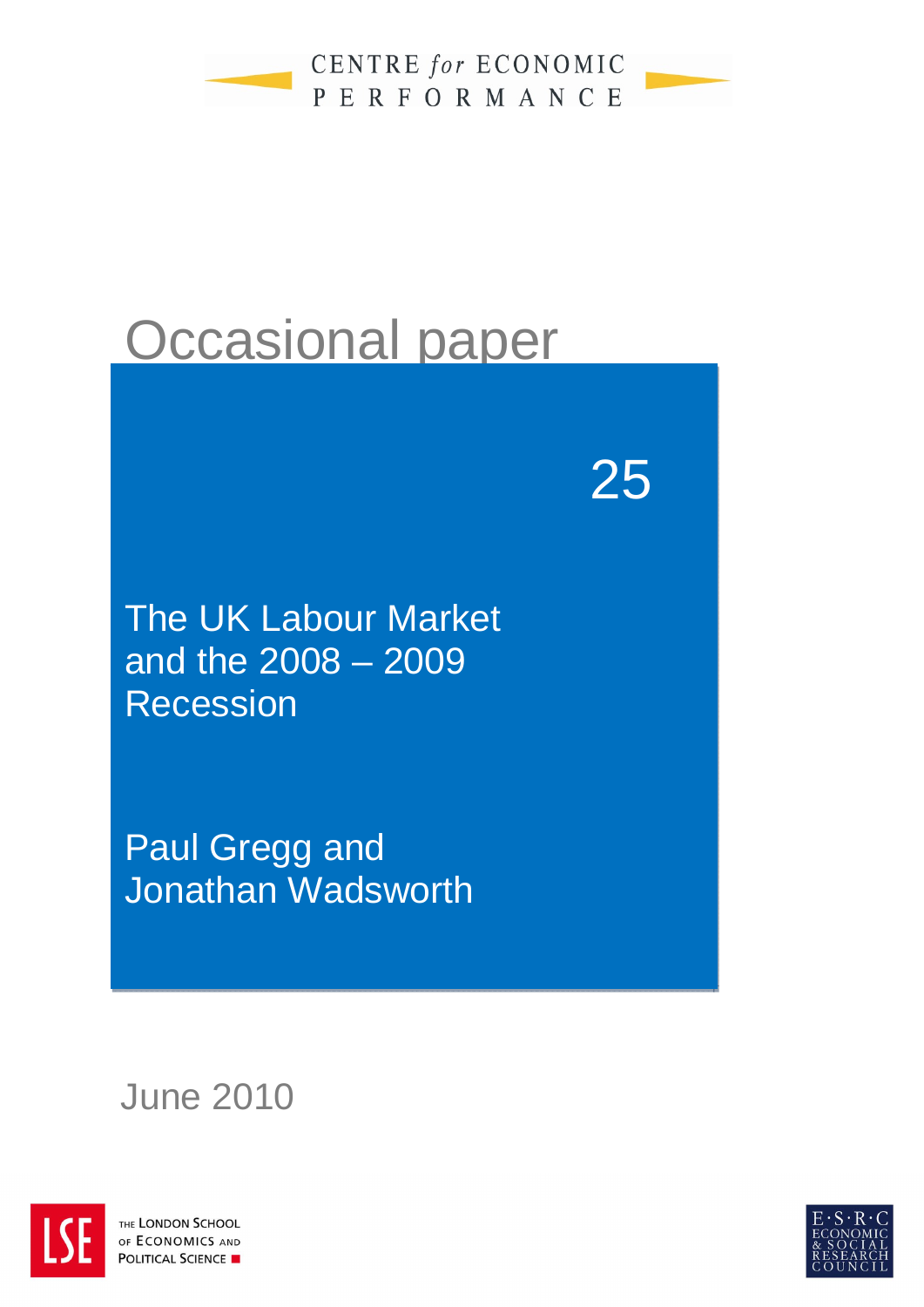CENTRE *for* ECONOMIC PERFORMANCE

# Occasional paper

25

## The UK Labour Market and the 2008 – 2009 Recession

Paul Gregg and Jonathan Wadsworth

June 2010

THE LONDON SCHOOL OF ECONOMICS AND POLITICAL SCIENCE

E·S·R·C ECONOMIC & SOCIAL RESEARCH COUNCIL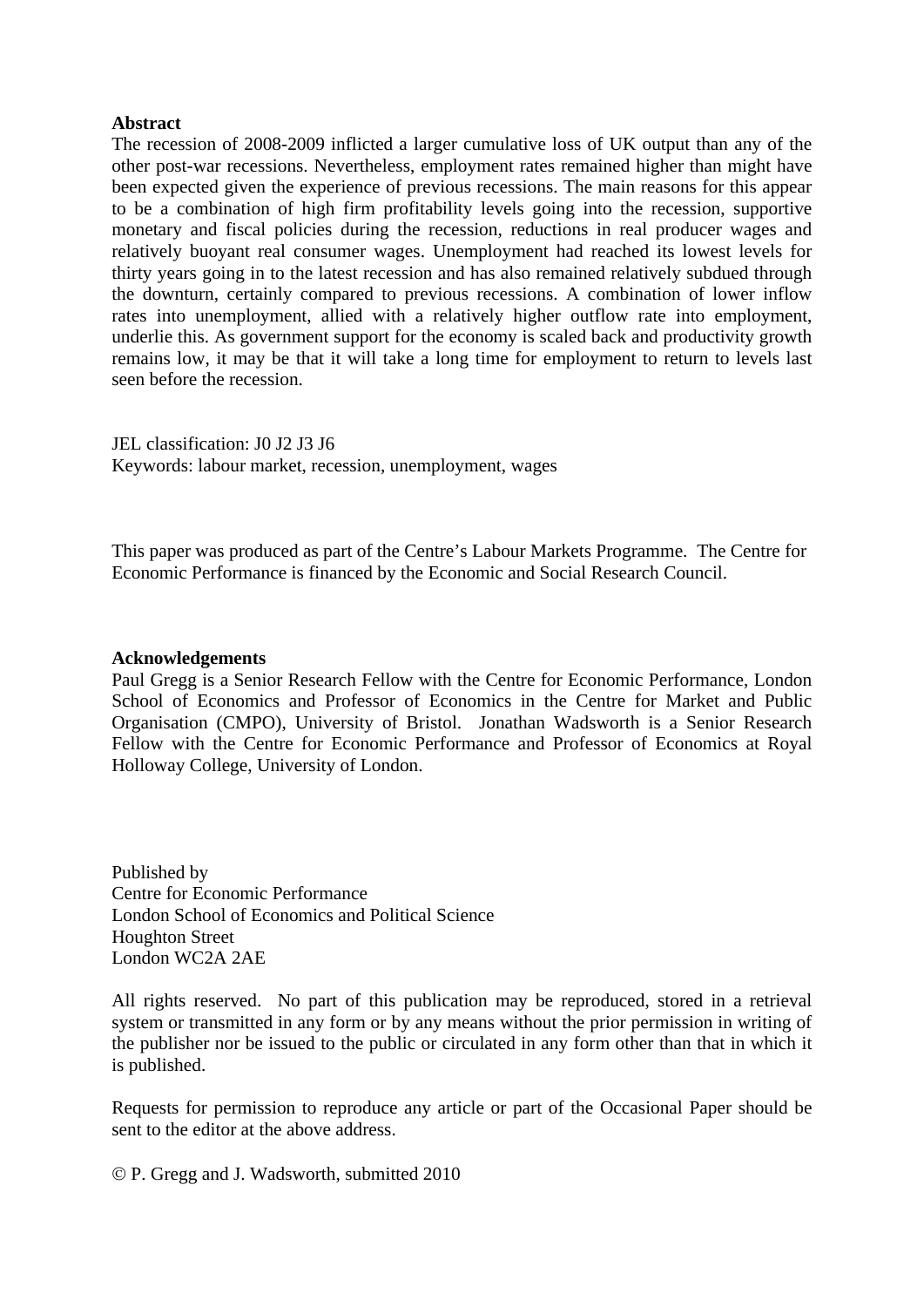**Abstract**

The recession of 2008-2009 inflicted a larger cumulative loss of UK output than any of the other post-war recessions. Nevertheless, employment rates remained higher than might have been expected given the experience of previous recessions. The main reasons for this appear to be a combination of high firm profitability levels going into the recession, supportive monetary and fiscal policies during the recession, reductions in real producer wages and relatively buoyant real consumer wages. Unemployment had reached its lowest levels for thirty years going in to the latest recession and has also remained relatively subdued through the downturn, certainly compared to previous recessions. A combination of lower inflow rates into unemployment, allied with a relatively higher outflow rate into employment, underlie this. As government support for the economy is scaled back and productivity growth remains low, it may be that it will take a long time for employment to return to levels last seen before the recession.

JEL classification: J0 J2 J3 J6
Keywords: labour market, recession, unemployment, wages

This paper was produced as part of the Centre's Labour Markets Programme. The Centre for Economic Performance is financed by the Economic and Social Research Council.

**Acknowledgements**

Paul Gregg is a Senior Research Fellow with the Centre for Economic Performance, London School of Economics and Professor of Economics in the Centre for Market and Public Organisation (CMPO), University of Bristol. Jonathan Wadsworth is a Senior Research Fellow with the Centre for Economic Performance and Professor of Economics at Royal Holloway College, University of London.

Published by
Centre for Economic Performance
London School of Economics and Political Science
Houghton Street
London WC2A 2AE

All rights reserved. No part of this publication may be reproduced, stored in a retrieval system or transmitted in any form or by any means without the prior permission in writing of the publisher nor be issued to the public or circulated in any form other than that in which it is published.

Requests for permission to reproduce any article or part of the Occasional Paper should be sent to the editor at the above address.

© P. Gregg and J. Wadsworth, submitted 2010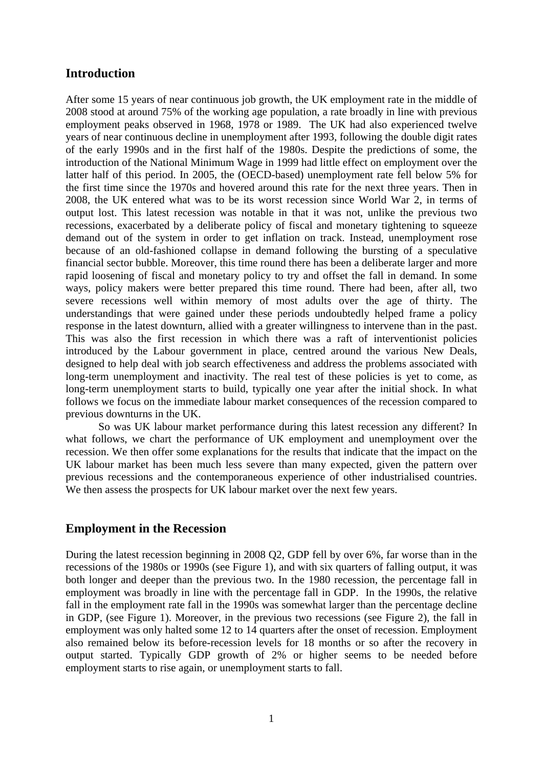## Introduction

After some 15 years of near continuous job growth, the UK employment rate in the middle of 2008 stood at around 75% of the working age population, a rate broadly in line with previous employment peaks observed in 1968, 1978 or 1989. The UK had also experienced twelve years of near continuous decline in unemployment after 1993, following the double digit rates of the early 1990s and in the first half of the 1980s. Despite the predictions of some, the introduction of the National Minimum Wage in 1999 had little effect on employment over the latter half of this period. In 2005, the (OECD-based) unemployment rate fell below 5% for the first time since the 1970s and hovered around this rate for the next three years. Then in 2008, the UK entered what was to be its worst recession since World War 2, in terms of output lost. This latest recession was notable in that it was not, unlike the previous two recessions, exacerbated by a deliberate policy of fiscal and monetary tightening to squeeze demand out of the system in order to get inflation on track. Instead, unemployment rose because of an old-fashioned collapse in demand following the bursting of a speculative financial sector bubble. Moreover, this time round there has been a deliberate larger and more rapid loosening of fiscal and monetary policy to try and offset the fall in demand. In some ways, policy makers were better prepared this time round. There had been, after all, two severe recessions well within memory of most adults over the age of thirty. The understandings that were gained under these periods undoubtedly helped frame a policy response in the latest downturn, allied with a greater willingness to intervene than in the past. This was also the first recession in which there was a raft of interventionist policies introduced by the Labour government in place, centred around the various New Deals, designed to help deal with job search effectiveness and address the problems associated with long-term unemployment and inactivity. The real test of these policies is yet to come, as long-term unemployment starts to build, typically one year after the initial shock. In what follows we focus on the immediate labour market consequences of the recession compared to previous downturns in the UK.

So was UK labour market performance during this latest recession any different? In what follows, we chart the performance of UK employment and unemployment over the recession. We then offer some explanations for the results that indicate that the impact on the UK labour market has been much less severe than many expected, given the pattern over previous recessions and the contemporaneous experience of other industrialised countries. We then assess the prospects for UK labour market over the next few years.

## Employment in the Recession

During the latest recession beginning in 2008 Q2, GDP fell by over 6%, far worse than in the recessions of the 1980s or 1990s (see Figure 1), and with six quarters of falling output, it was both longer and deeper than the previous two. In the 1980 recession, the percentage fall in employment was broadly in line with the percentage fall in GDP. In the 1990s, the relative fall in the employment rate fall in the 1990s was somewhat larger than the percentage decline in GDP, (see Figure 1). Moreover, in the previous two recessions (see Figure 2), the fall in employment was only halted some 12 to 14 quarters after the onset of recession. Employment also remained below its before-recession levels for 18 months or so after the recovery in output started. Typically GDP growth of 2% or higher seems to be needed before employment starts to rise again, or unemployment starts to fall.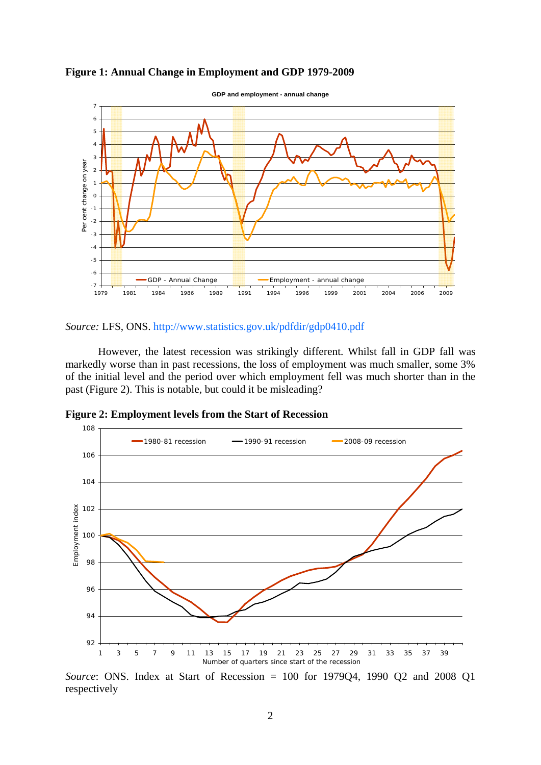**Figure 1: Annual Change in Employment and GDP 1979-2009**

*Source:* LFS, ONS. http://www.statistics.gov.uk/pdfdir/gdp0410.pdf

However, the latest recession was strikingly different. Whilst fall in GDP fall was markedly worse than in past recessions, the loss of employment was much smaller, some 3% of the initial level and the period over which employment fell was much shorter than in the past (Figure 2). This is notable, but could it be misleading?

**Figure 2: Employment levels from the Start of Recession**

*Source*: ONS. Index at Start of Recession = 100 for 1979Q4, 1990 Q2 and 2008 Q1 respectively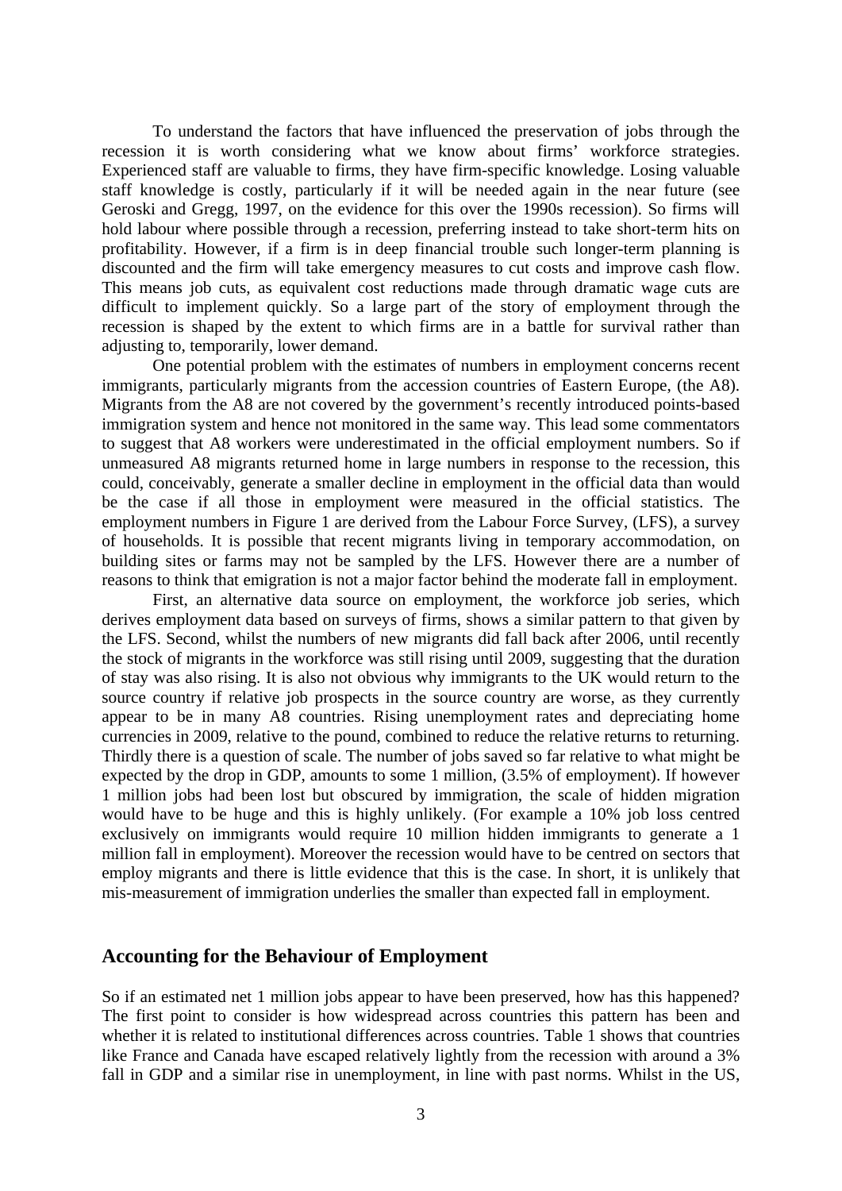To understand the factors that have influenced the preservation of jobs through the recession it is worth considering what we know about firms' workforce strategies. Experienced staff are valuable to firms, they have firm-specific knowledge. Losing valuable staff knowledge is costly, particularly if it will be needed again in the near future (see Geroski and Gregg, 1997, on the evidence for this over the 1990s recession). So firms will hold labour where possible through a recession, preferring instead to take short-term hits on profitability. However, if a firm is in deep financial trouble such longer-term planning is discounted and the firm will take emergency measures to cut costs and improve cash flow. This means job cuts, as equivalent cost reductions made through dramatic wage cuts are difficult to implement quickly. So a large part of the story of employment through the recession is shaped by the extent to which firms are in a battle for survival rather than adjusting to, temporarily, lower demand.

One potential problem with the estimates of numbers in employment concerns recent immigrants, particularly migrants from the accession countries of Eastern Europe, (the A8). Migrants from the A8 are not covered by the government's recently introduced points-based immigration system and hence not monitored in the same way. This lead some commentators to suggest that A8 workers were underestimated in the official employment numbers. So if unmeasured A8 migrants returned home in large numbers in response to the recession, this could, conceivably, generate a smaller decline in employment in the official data than would be the case if all those in employment were measured in the official statistics. The employment numbers in Figure 1 are derived from the Labour Force Survey, (LFS), a survey of households. It is possible that recent migrants living in temporary accommodation, on building sites or farms may not be sampled by the LFS. However there are a number of reasons to think that emigration is not a major factor behind the moderate fall in employment.

First, an alternative data source on employment, the workforce job series, which derives employment data based on surveys of firms, shows a similar pattern to that given by the LFS. Second, whilst the numbers of new migrants did fall back after 2006, until recently the stock of migrants in the workforce was still rising until 2009, suggesting that the duration of stay was also rising. It is also not obvious why immigrants to the UK would return to the source country if relative job prospects in the source country are worse, as they currently appear to be in many A8 countries. Rising unemployment rates and depreciating home currencies in 2009, relative to the pound, combined to reduce the relative returns to returning. Thirdly there is a question of scale. The number of jobs saved so far relative to what might be expected by the drop in GDP, amounts to some 1 million, (3.5% of employment). If however 1 million jobs had been lost but obscured by immigration, the scale of hidden migration would have to be huge and this is highly unlikely. (For example a 10% job loss centred exclusively on immigrants would require 10 million hidden immigrants to generate a 1 million fall in employment). Moreover the recession would have to be centred on sectors that employ migrants and there is little evidence that this is the case. In short, it is unlikely that mis-measurement of immigration underlies the smaller than expected fall in employment.

## Accounting for the Behaviour of Employment

So if an estimated net 1 million jobs appear to have been preserved, how has this happened? The first point to consider is how widespread across countries this pattern has been and whether it is related to institutional differences across countries. Table 1 shows that countries like France and Canada have escaped relatively lightly from the recession with around a 3% fall in GDP and a similar rise in unemployment, in line with past norms. Whilst in the US,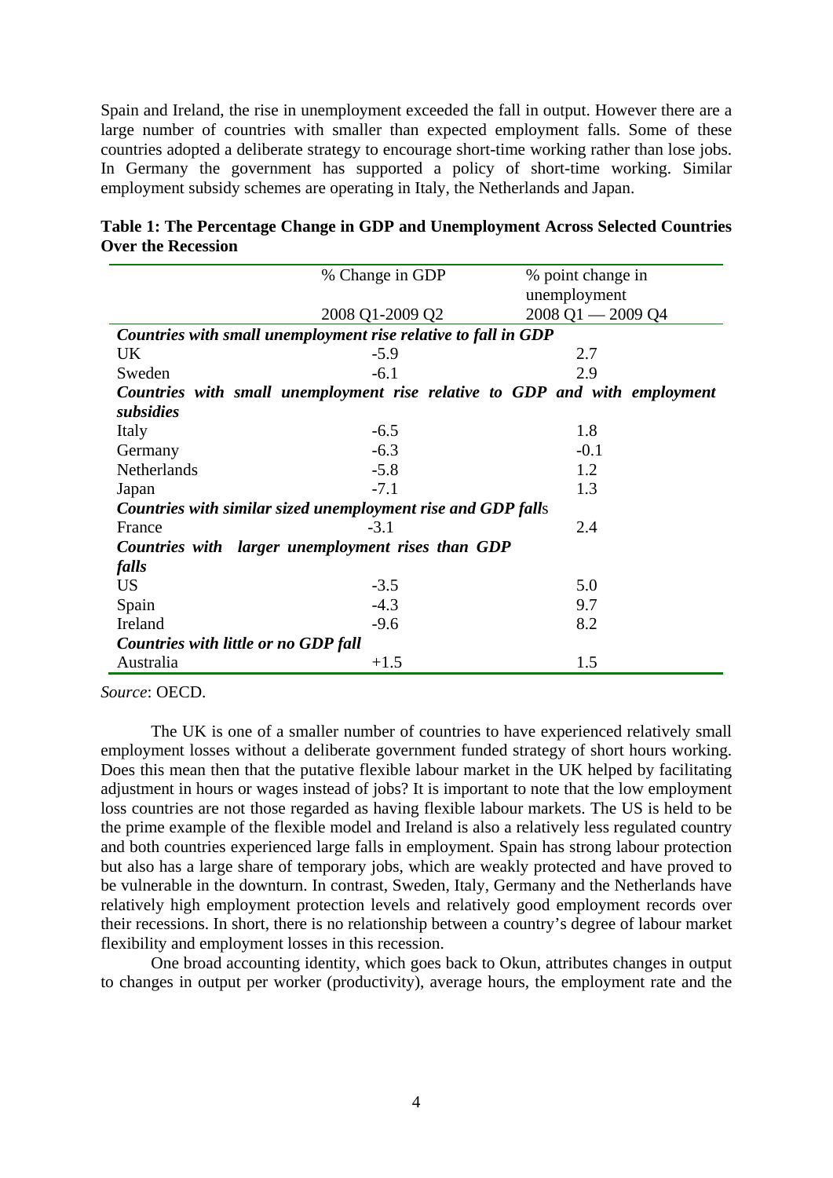Spain and Ireland, the rise in unemployment exceeded the fall in output. However there are a large number of countries with smaller than expected employment falls. Some of these countries adopted a deliberate strategy to encourage short-time working rather than lose jobs. In Germany the government has supported a policy of short-time working. Similar employment subsidy schemes are operating in Italy, the Netherlands and Japan.

**Table 1: The Percentage Change in GDP and Unemployment Across Selected Countries Over the Recession**

| | % Change in GDP | % point change in unemployment |
|---|---|---|
| | 2008 Q1-2009 Q2 | 2008 Q1 — 2009 Q4 |
| ***Countries with small unemployment rise relative to fall in GDP*** | | |
| UK | -5.9 | 2.7 |
| Sweden | -6.1 | 2.9 |
| ***Countries with small unemployment rise relative to GDP and with employment subsidies*** | | |
| Italy | -6.5 | 1.8 |
| Germany | -6.3 | -0.1 |
| Netherlands | -5.8 | 1.2 |
| Japan | -7.1 | 1.3 |
| ***Countries with similar sized unemployment rise and GDP falls*** | | |
| France | -3.1 | 2.4 |
| ***Countries with larger unemployment rises than GDP falls*** | | |
| US | -3.5 | 5.0 |
| Spain | -4.3 | 9.7 |
| Ireland | -9.6 | 8.2 |
| ***Countries with little or no GDP fall*** | | |
| Australia | +1.5 | 1.5 |

*Source*: OECD.

The UK is one of a smaller number of countries to have experienced relatively small employment losses without a deliberate government funded strategy of short hours working. Does this mean then that the putative flexible labour market in the UK helped by facilitating adjustment in hours or wages instead of jobs? It is important to note that the low employment loss countries are not those regarded as having flexible labour markets. The US is held to be the prime example of the flexible model and Ireland is also a relatively less regulated country and both countries experienced large falls in employment. Spain has strong labour protection but also has a large share of temporary jobs, which are weakly protected and have proved to be vulnerable in the downturn. In contrast, Sweden, Italy, Germany and the Netherlands have relatively high employment protection levels and relatively good employment records over their recessions. In short, there is no relationship between a country's degree of labour market flexibility and employment losses in this recession.

One broad accounting identity, which goes back to Okun, attributes changes in output to changes in output per worker (productivity), average hours, the employment rate and the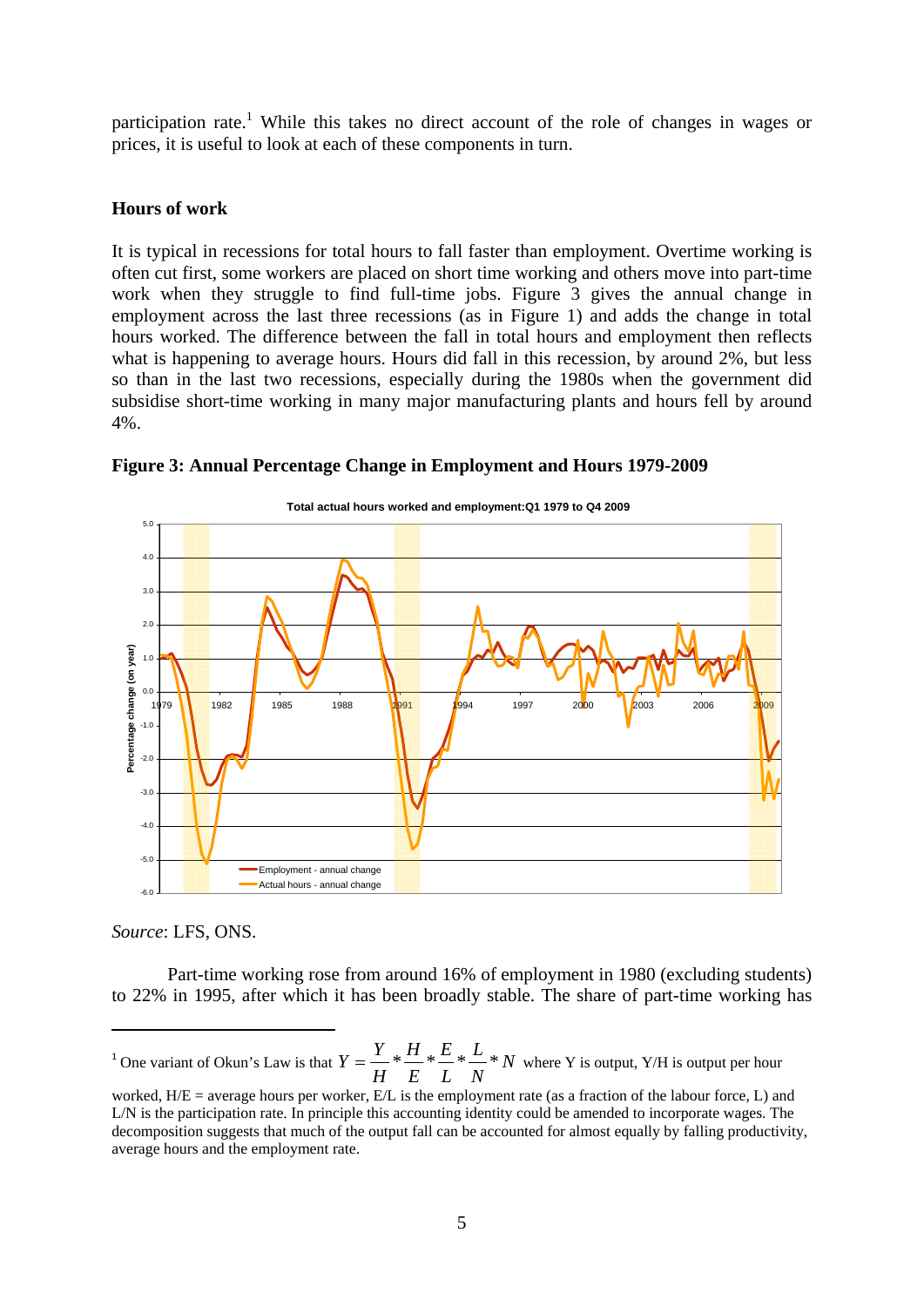participation rate.[1] While this takes no direct account of the role of changes in wages or prices, it is useful to look at each of these components in turn.

### Hours of work

It is typical in recessions for total hours to fall faster than employment. Overtime working is often cut first, some workers are placed on short time working and others move into part-time work when they struggle to find full-time jobs. Figure 3 gives the annual change in employment across the last three recessions (as in Figure 1) and adds the change in total hours worked. The difference between the fall in total hours and employment then reflects what is happening to average hours. Hours did fall in this recession, by around 2%, but less so than in the last two recessions, especially during the 1980s when the government did subsidise short-time working in many major manufacturing plants and hours fell by around 4%.

**Figure 3: Annual Percentage Change in Employment and Hours 1979-2009**

*Source*: LFS, ONS.

Part-time working rose from around 16% of employment in 1980 (excluding students) to 22% in 1995, after which it has been broadly stable. The share of part-time working has

---

[1] One variant of Okun's Law is that $Y = \frac{Y}{H} * \frac{H}{E} * \frac{E}{L} * \frac{L}{N} * N$ where Y is output, Y/H is output per hour worked, H/E = average hours per worker, E/L is the employment rate (as a fraction of the labour force, L) and L/N is the participation rate. In principle this accounting identity could be amended to incorporate wages. The decomposition suggests that much of the output fall can be accounted for almost equally by falling productivity, average hours and the employment rate.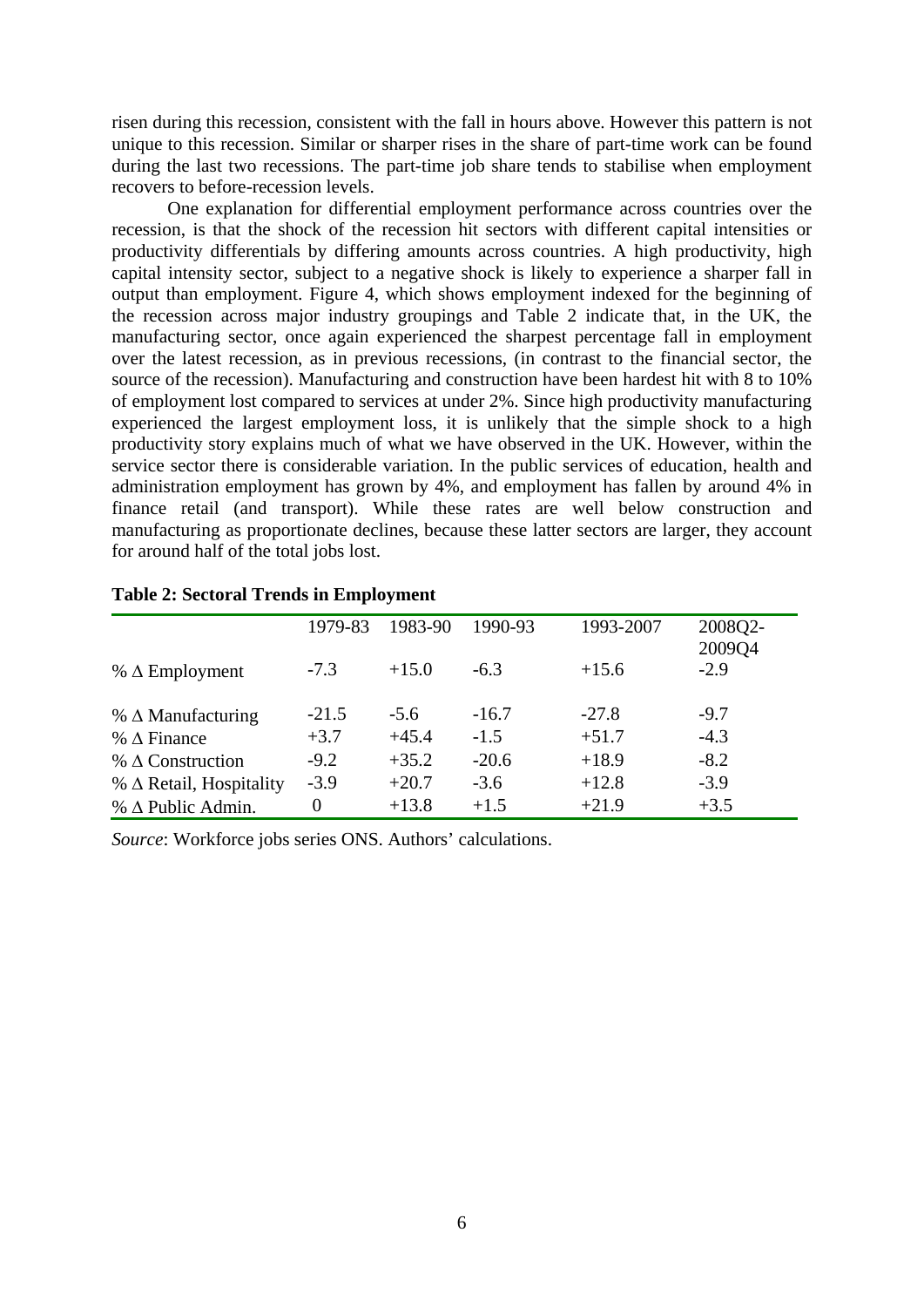risen during this recession, consistent with the fall in hours above. However this pattern is not unique to this recession. Similar or sharper rises in the share of part-time work can be found during the last two recessions. The part-time job share tends to stabilise when employment recovers to before-recession levels.

One explanation for differential employment performance across countries over the recession, is that the shock of the recession hit sectors with different capital intensities or productivity differentials by differing amounts across countries. A high productivity, high capital intensity sector, subject to a negative shock is likely to experience a sharper fall in output than employment. Figure 4, which shows employment indexed for the beginning of the recession across major industry groupings and Table 2 indicate that, in the UK, the manufacturing sector, once again experienced the sharpest percentage fall in employment over the latest recession, as in previous recessions, (in contrast to the financial sector, the source of the recession). Manufacturing and construction have been hardest hit with 8 to 10% of employment lost compared to services at under 2%. Since high productivity manufacturing experienced the largest employment loss, it is unlikely that the simple shock to a high productivity story explains much of what we have observed in the UK. However, within the service sector there is considerable variation. In the public services of education, health and administration employment has grown by 4%, and employment has fallen by around 4% in finance retail (and transport). While these rates are well below construction and manufacturing as proportionate declines, because these latter sectors are larger, they account for around half of the total jobs lost.

**Table 2: Sectoral Trends in Employment**

| | 1979-83 | 1983-90 | 1990-93 | 1993-2007 | 2008Q2-2009Q4 |
|---|---|---|---|---|---|
| % Δ Employment | -7.3 | +15.0 | -6.3 | +15.6 | -2.9 |
| % Δ Manufacturing | -21.5 | -5.6 | -16.7 | -27.8 | -9.7 |
| % Δ Finance | +3.7 | +45.4 | -1.5 | +51.7 | -4.3 |
| % Δ Construction | -9.2 | +35.2 | -20.6 | +18.9 | -8.2 |
| % Δ Retail, Hospitality | -3.9 | +20.7 | -3.6 | +12.8 | -3.9 |
| % Δ Public Admin. | 0 | +13.8 | +1.5 | +21.9 | +3.5 |

*Source*: Workforce jobs series ONS. Authors' calculations.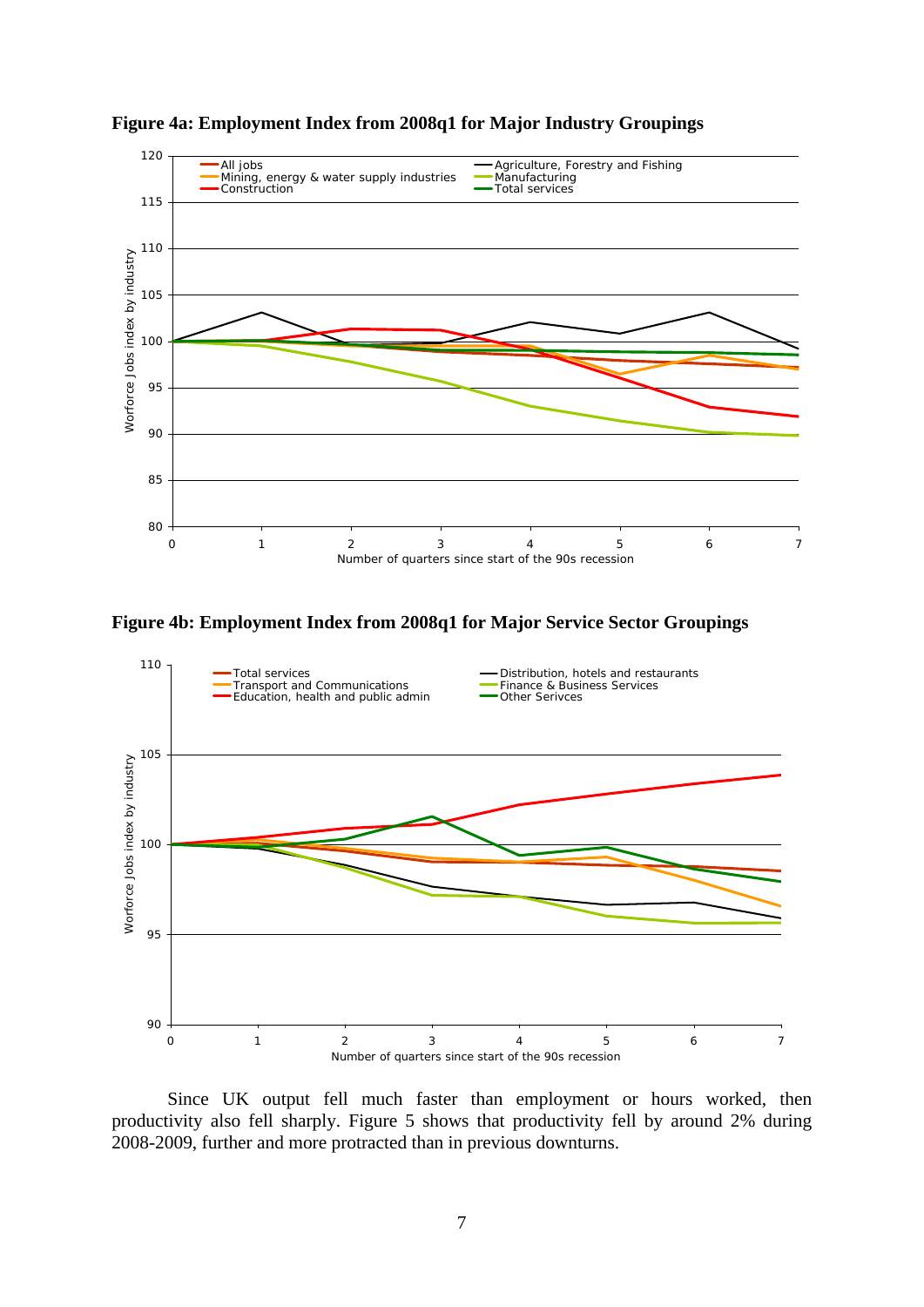**Figure 4a: Employment Index from 2008q1 for Major Industry Groupings**

**Figure 4b: Employment Index from 2008q1 for Major Service Sector Groupings**

Since UK output fell much faster than employment or hours worked, then productivity also fell sharply. Figure 5 shows that productivity fell by around 2% during 2008-2009, further and more protracted than in previous downturns.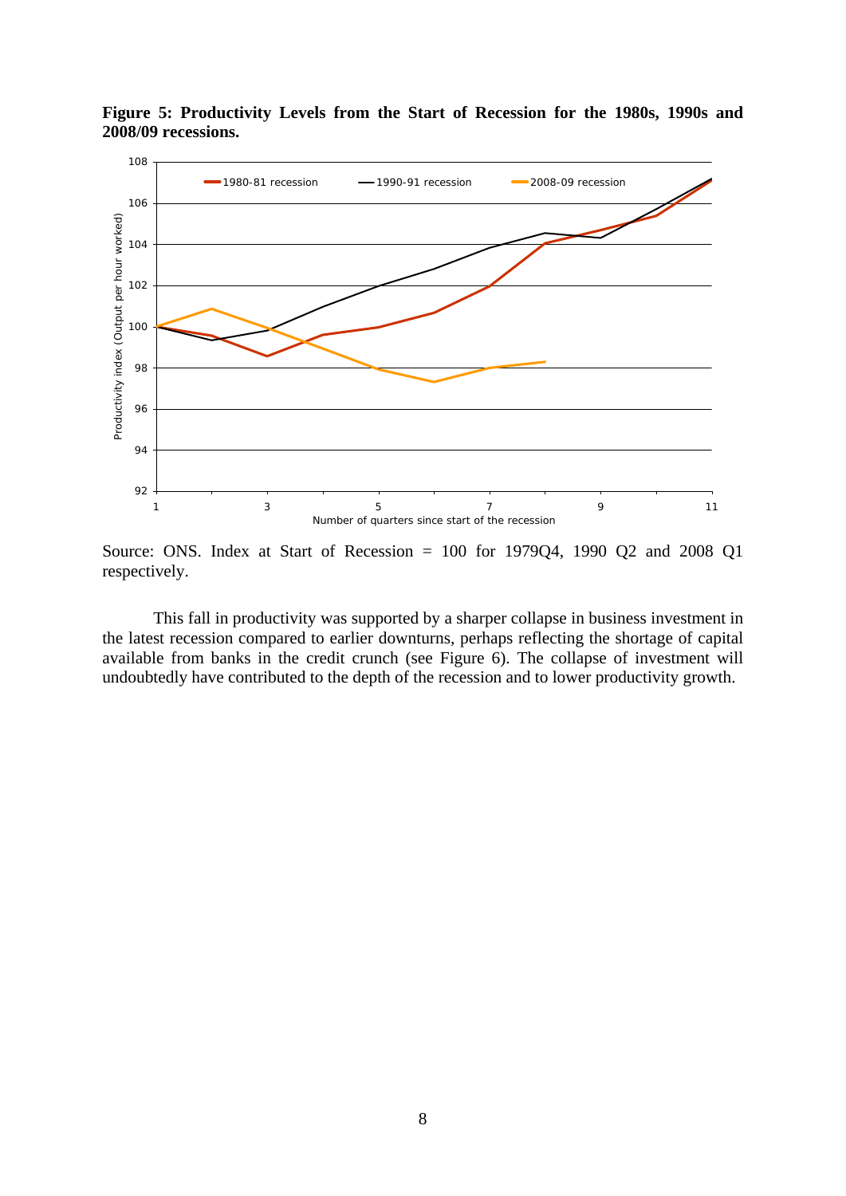**Figure 5: Productivity Levels from the Start of Recession for the 1980s, 1990s and 2008/09 recessions.**

Source: ONS. Index at Start of Recession = 100 for 1979Q4, 1990 Q2 and 2008 Q1 respectively.

This fall in productivity was supported by a sharper collapse in business investment in the latest recession compared to earlier downturns, perhaps reflecting the shortage of capital available from banks in the credit crunch (see Figure 6). The collapse of investment will undoubtedly have contributed to the depth of the recession and to lower productivity growth.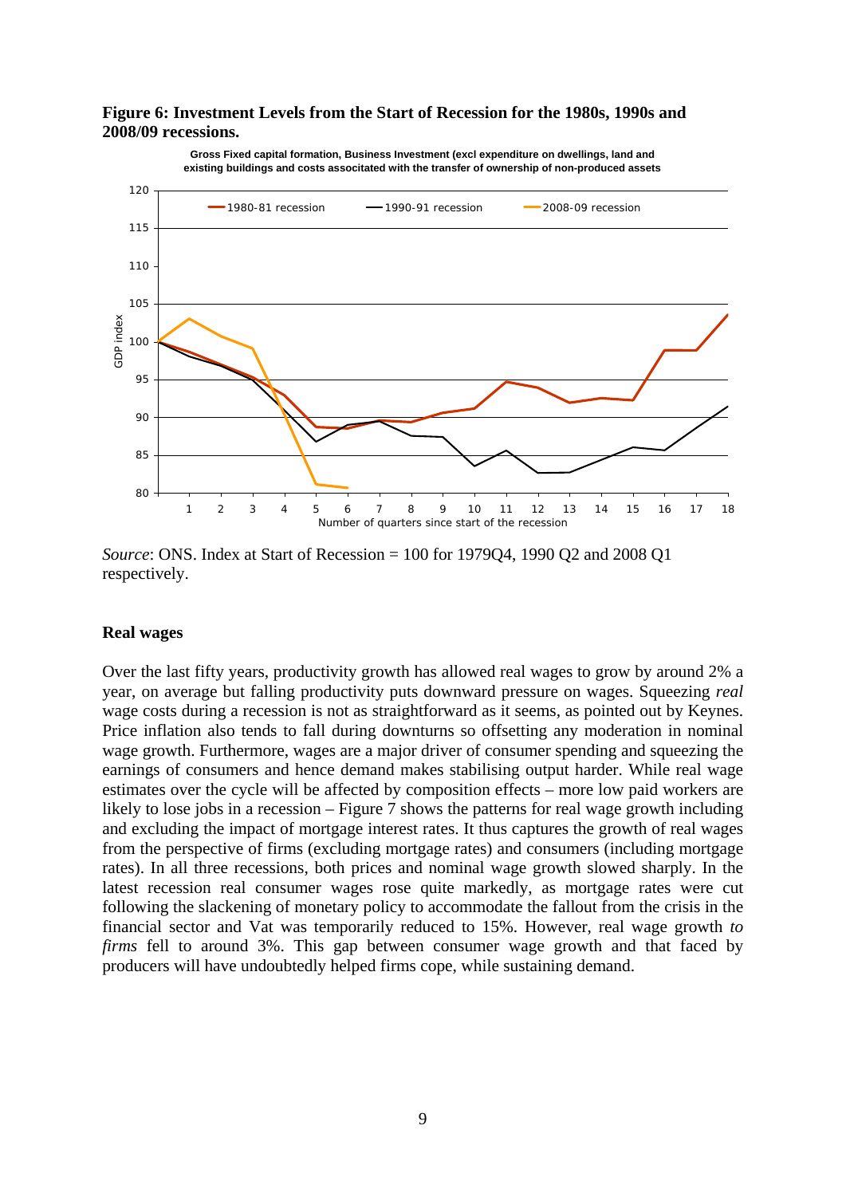**Figure 6: Investment Levels from the Start of Recession for the 1980s, 1990s and 2008/09 recessions.**

*Source*: ONS. Index at Start of Recession = 100 for 1979Q4, 1990 Q2 and 2008 Q1 respectively.

### Real wages

Over the last fifty years, productivity growth has allowed real wages to grow by around 2% a year, on average but falling productivity puts downward pressure on wages. Squeezing *real* wage costs during a recession is not as straightforward as it seems, as pointed out by Keynes. Price inflation also tends to fall during downturns so offsetting any moderation in nominal wage growth. Furthermore, wages are a major driver of consumer spending and squeezing the earnings of consumers and hence demand makes stabilising output harder. While real wage estimates over the cycle will be affected by composition effects – more low paid workers are likely to lose jobs in a recession – Figure 7 shows the patterns for real wage growth including and excluding the impact of mortgage interest rates. It thus captures the growth of real wages from the perspective of firms (excluding mortgage rates) and consumers (including mortgage rates). In all three recessions, both prices and nominal wage growth slowed sharply. In the latest recession real consumer wages rose quite markedly, as mortgage rates were cut following the slackening of monetary policy to accommodate the fallout from the crisis in the financial sector and Vat was temporarily reduced to 15%. However, real wage growth *to firms* fell to around 3%. This gap between consumer wage growth and that faced by producers will have undoubtedly helped firms cope, while sustaining demand.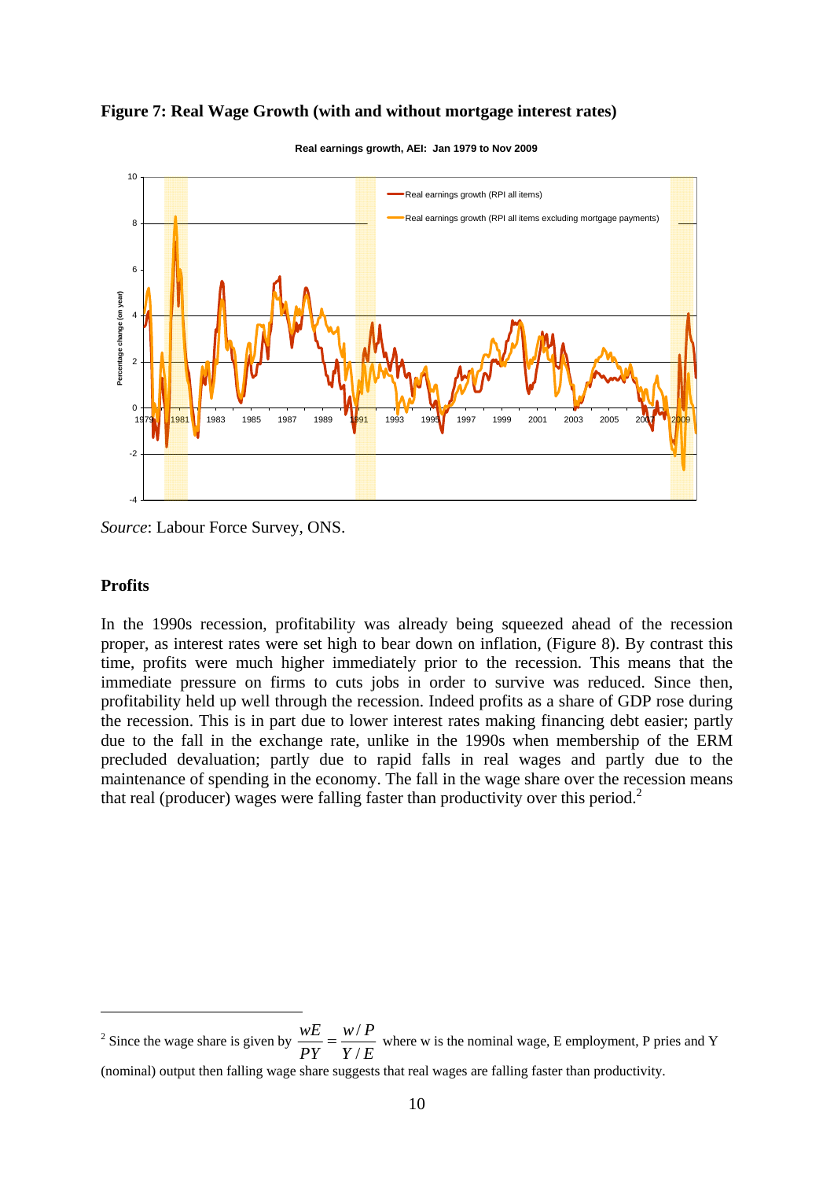**Figure 7: Real Wage Growth (with and without mortgage interest rates)**

*Source*: Labour Force Survey, ONS.

## Profits

In the 1990s recession, profitability was already being squeezed ahead of the recession proper, as interest rates were set high to bear down on inflation, (Figure 8). By contrast this time, profits were much higher immediately prior to the recession. This means that the immediate pressure on firms to cuts jobs in order to survive was reduced. Since then, profitability held up well through the recession. Indeed profits as a share of GDP rose during the recession. This is in part due to lower interest rates making financing debt easier; partly due to the fall in the exchange rate, unlike in the 1990s when membership of the ERM precluded devaluation; partly due to rapid falls in real wages and partly due to the maintenance of spending in the economy. The fall in the wage share over the recession means that real (producer) wages were falling faster than productivity over this period.[2]

---

[2] Since the wage share is given by $\frac{wE}{PY} = \frac{w/P}{Y/E}$ where w is the nominal wage, E employment, P pries and Y (nominal) output then falling wage share suggests that real wages are falling faster than productivity.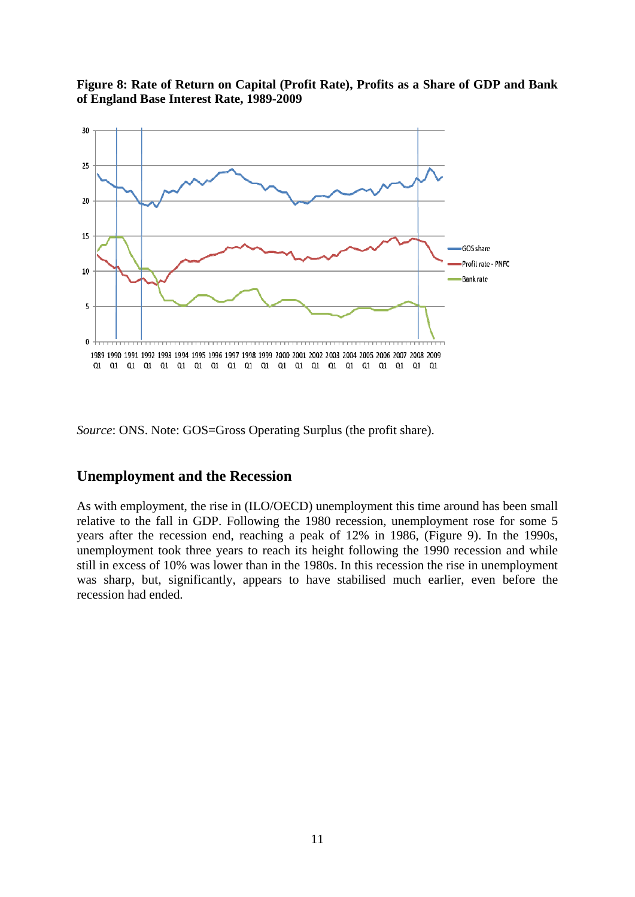**Figure 8: Rate of Return on Capital (Profit Rate), Profits as a Share of GDP and Bank of England Base Interest Rate, 1989-2009**

*Source*: ONS. Note: GOS=Gross Operating Surplus (the profit share).

## Unemployment and the Recession

As with employment, the rise in (ILO/OECD) unemployment this time around has been small relative to the fall in GDP. Following the 1980 recession, unemployment rose for some 5 years after the recession end, reaching a peak of 12% in 1986, (Figure 9). In the 1990s, unemployment took three years to reach its height following the 1990 recession and while still in excess of 10% was lower than in the 1980s. In this recession the rise in unemployment was sharp, but, significantly, appears to have stabilised much earlier, even before the recession had ended.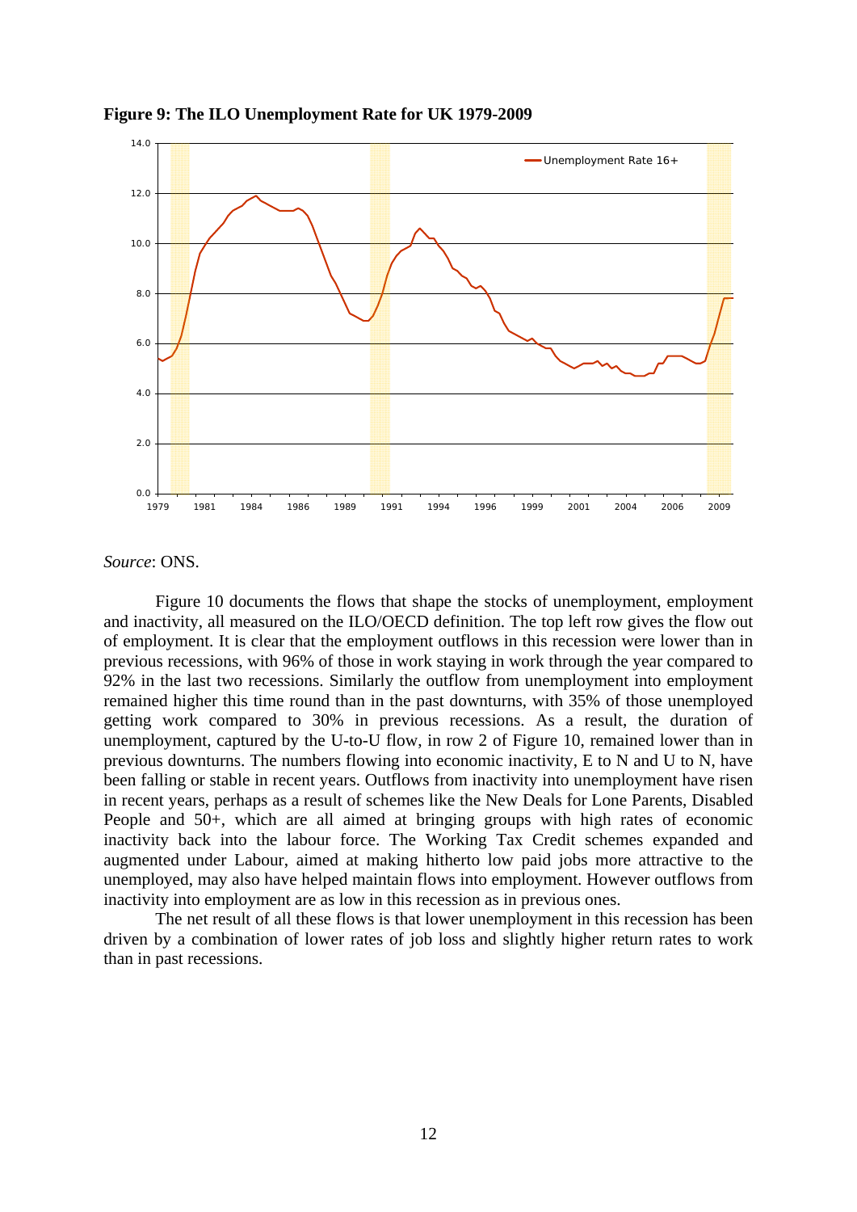**Figure 9: The ILO Unemployment Rate for UK 1979-2009**

*Source*: ONS.

Figure 10 documents the flows that shape the stocks of unemployment, employment and inactivity, all measured on the ILO/OECD definition. The top left row gives the flow out of employment. It is clear that the employment outflows in this recession were lower than in previous recessions, with 96% of those in work staying in work through the year compared to 92% in the last two recessions. Similarly the outflow from unemployment into employment remained higher this time round than in the past downturns, with 35% of those unemployed getting work compared to 30% in previous recessions. As a result, the duration of unemployment, captured by the U-to-U flow, in row 2 of Figure 10, remained lower than in previous downturns. The numbers flowing into economic inactivity, E to N and U to N, have been falling or stable in recent years. Outflows from inactivity into unemployment have risen in recent years, perhaps as a result of schemes like the New Deals for Lone Parents, Disabled People and 50+, which are all aimed at bringing groups with high rates of economic inactivity back into the labour force. The Working Tax Credit schemes expanded and augmented under Labour, aimed at making hitherto low paid jobs more attractive to the unemployed, may also have helped maintain flows into employment. However outflows from inactivity into employment are as low in this recession as in previous ones.

The net result of all these flows is that lower unemployment in this recession has been driven by a combination of lower rates of job loss and slightly higher return rates to work than in past recessions.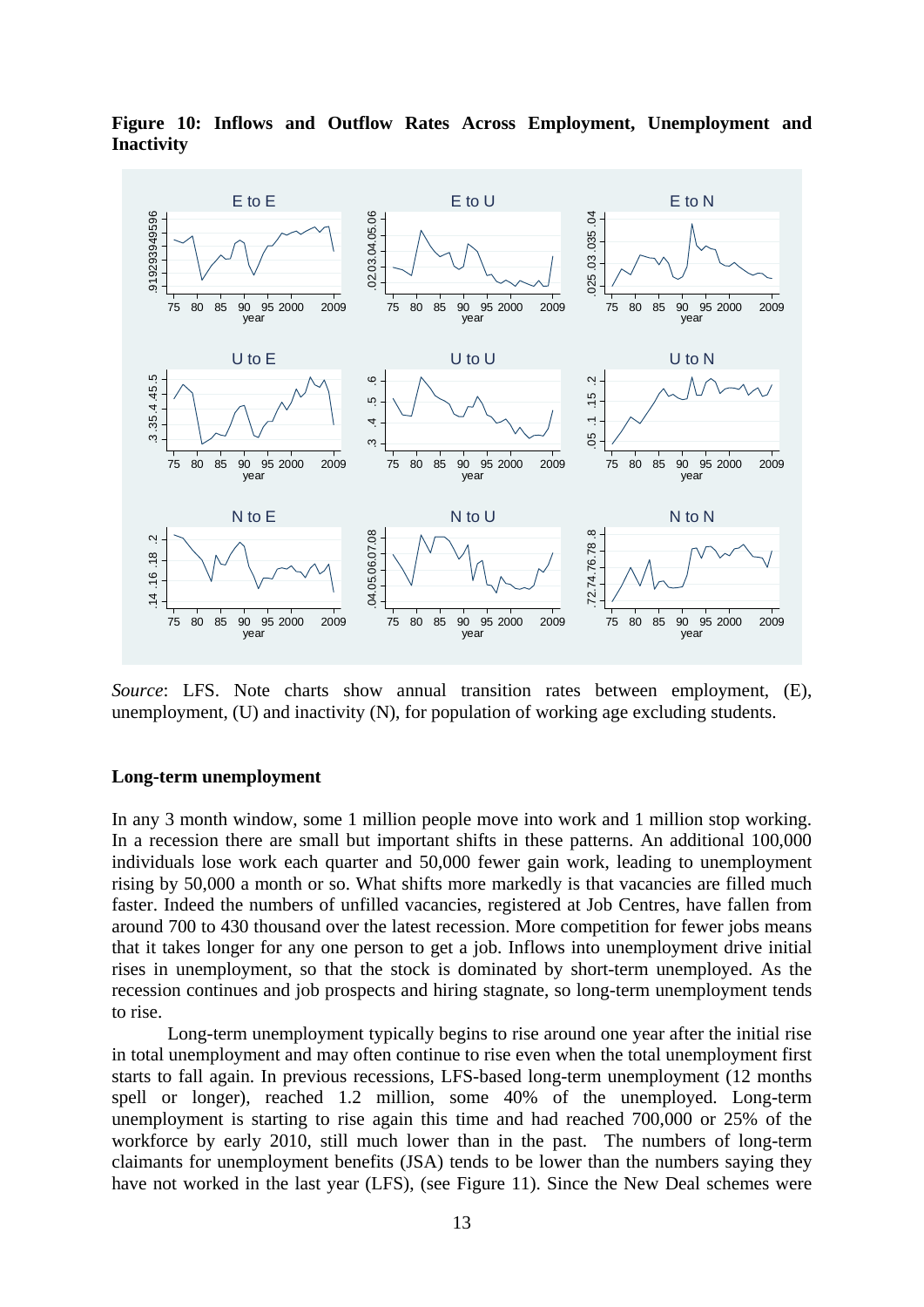**Figure 10: Inflows and Outflow Rates Across Employment, Unemployment and Inactivity**

*Source*: LFS. Note charts show annual transition rates between employment, (E), unemployment, (U) and inactivity (N), for population of working age excluding students.

**Long-term unemployment**

In any 3 month window, some 1 million people move into work and 1 million stop working. In a recession there are small but important shifts in these patterns. An additional 100,000 individuals lose work each quarter and 50,000 fewer gain work, leading to unemployment rising by 50,000 a month or so. What shifts more markedly is that vacancies are filled much faster. Indeed the numbers of unfilled vacancies, registered at Job Centres, have fallen from around 700 to 430 thousand over the latest recession. More competition for fewer jobs means that it takes longer for any one person to get a job. Inflows into unemployment drive initial rises in unemployment, so that the stock is dominated by short-term unemployed. As the recession continues and job prospects and hiring stagnate, so long-term unemployment tends to rise.

Long-term unemployment typically begins to rise around one year after the initial rise in total unemployment and may often continue to rise even when the total unemployment first starts to fall again. In previous recessions, LFS-based long-term unemployment (12 months spell or longer), reached 1.2 million, some 40% of the unemployed. Long-term unemployment is starting to rise again this time and had reached 700,000 or 25% of the workforce by early 2010, still much lower than in the past. The numbers of long-term claimants for unemployment benefits (JSA) tends to be lower than the numbers saying they have not worked in the last year (LFS), (see Figure 11). Since the New Deal schemes were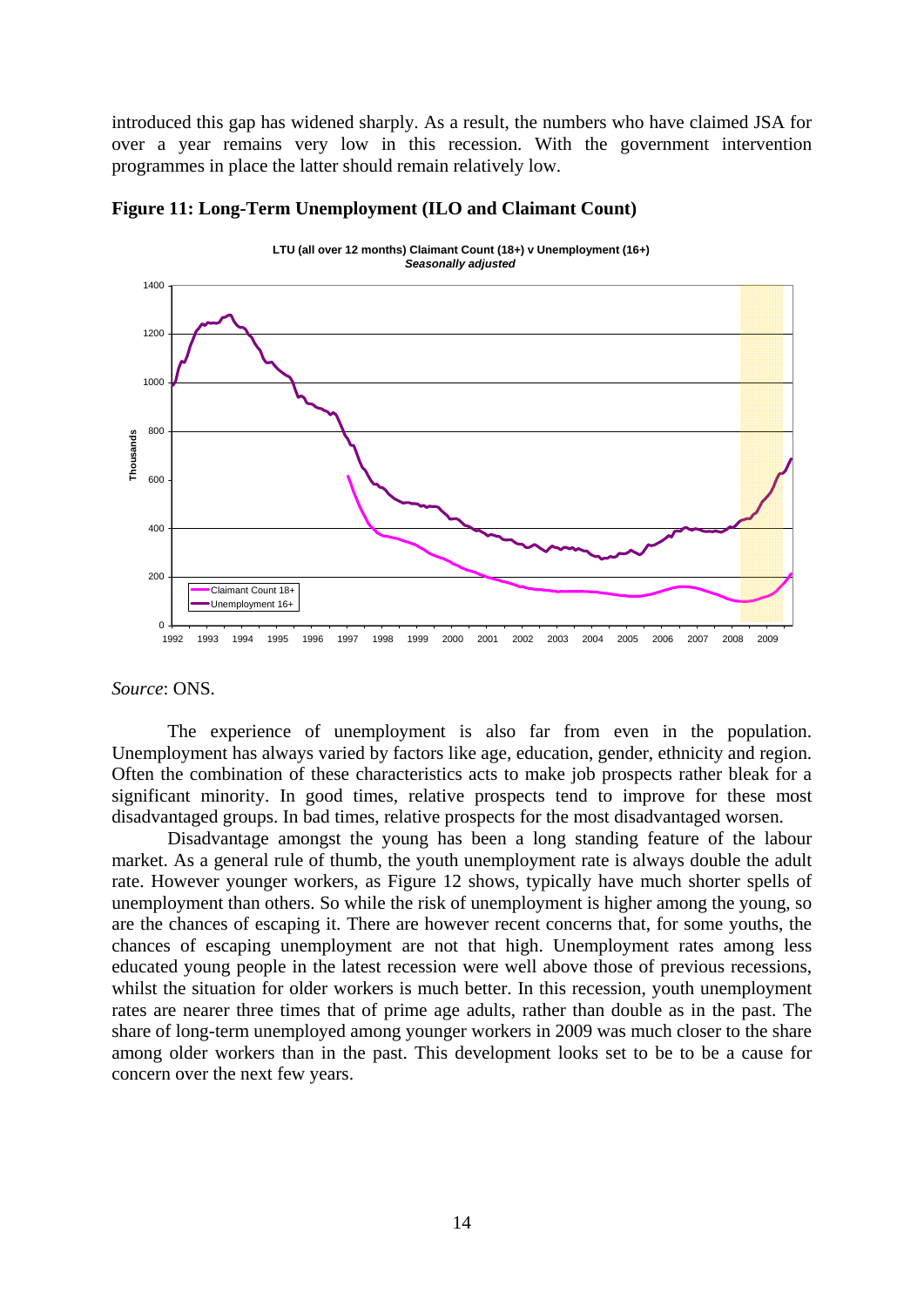introduced this gap has widened sharply. As a result, the numbers who have claimed JSA for over a year remains very low in this recession. With the government intervention programmes in place the latter should remain relatively low.

**Figure 11: Long-Term Unemployment (ILO and Claimant Count)**

*Source*: ONS.

The experience of unemployment is also far from even in the population. Unemployment has always varied by factors like age, education, gender, ethnicity and region. Often the combination of these characteristics acts to make job prospects rather bleak for a significant minority. In good times, relative prospects tend to improve for these most disadvantaged groups. In bad times, relative prospects for the most disadvantaged worsen.

Disadvantage amongst the young has been a long standing feature of the labour market. As a general rule of thumb, the youth unemployment rate is always double the adult rate. However younger workers, as Figure 12 shows, typically have much shorter spells of unemployment than others. So while the risk of unemployment is higher among the young, so are the chances of escaping it. There are however recent concerns that, for some youths, the chances of escaping unemployment are not that high. Unemployment rates among less educated young people in the latest recession were well above those of previous recessions, whilst the situation for older workers is much better. In this recession, youth unemployment rates are nearer three times that of prime age adults, rather than double as in the past. The share of long-term unemployed among younger workers in 2009 was much closer to the share among older workers than in the past. This development looks set to be to be a cause for concern over the next few years.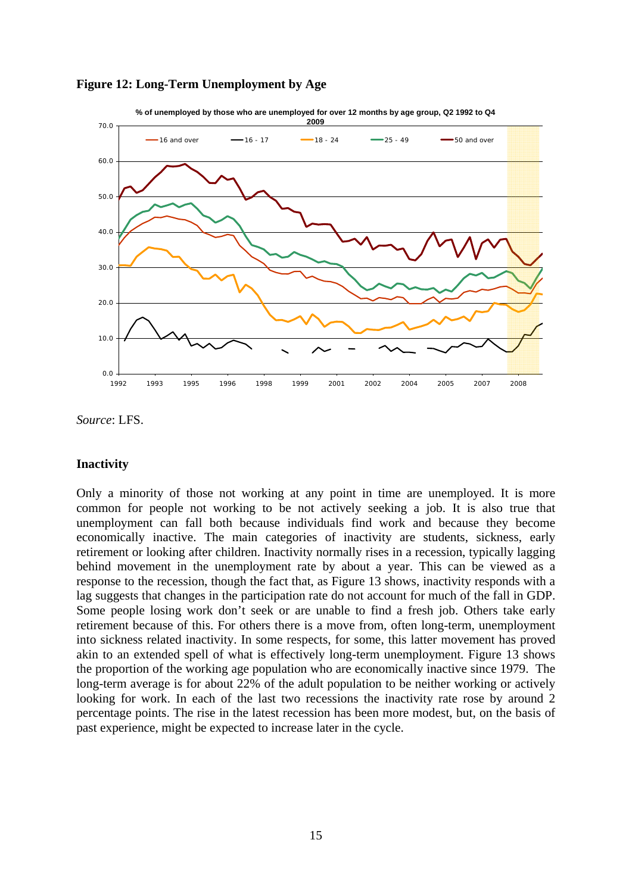**Figure 12: Long-Term Unemployment by Age**

*Source*: LFS.

**Inactivity**

Only a minority of those not working at any point in time are unemployed. It is more common for people not working to be not actively seeking a job. It is also true that unemployment can fall both because individuals find work and because they become economically inactive. The main categories of inactivity are students, sickness, early retirement or looking after children. Inactivity normally rises in a recession, typically lagging behind movement in the unemployment rate by about a year. This can be viewed as a response to the recession, though the fact that, as Figure 13 shows, inactivity responds with a lag suggests that changes in the participation rate do not account for much of the fall in GDP. Some people losing work don't seek or are unable to find a fresh job. Others take early retirement because of this. For others there is a move from, often long-term, unemployment into sickness related inactivity. In some respects, for some, this latter movement has proved akin to an extended spell of what is effectively long-term unemployment. Figure 13 shows the proportion of the working age population who are economically inactive since 1979. The long-term average is for about 22% of the adult population to be neither working or actively looking for work. In each of the last two recessions the inactivity rate rose by around 2 percentage points. The rise in the latest recession has been more modest, but, on the basis of past experience, might be expected to increase later in the cycle.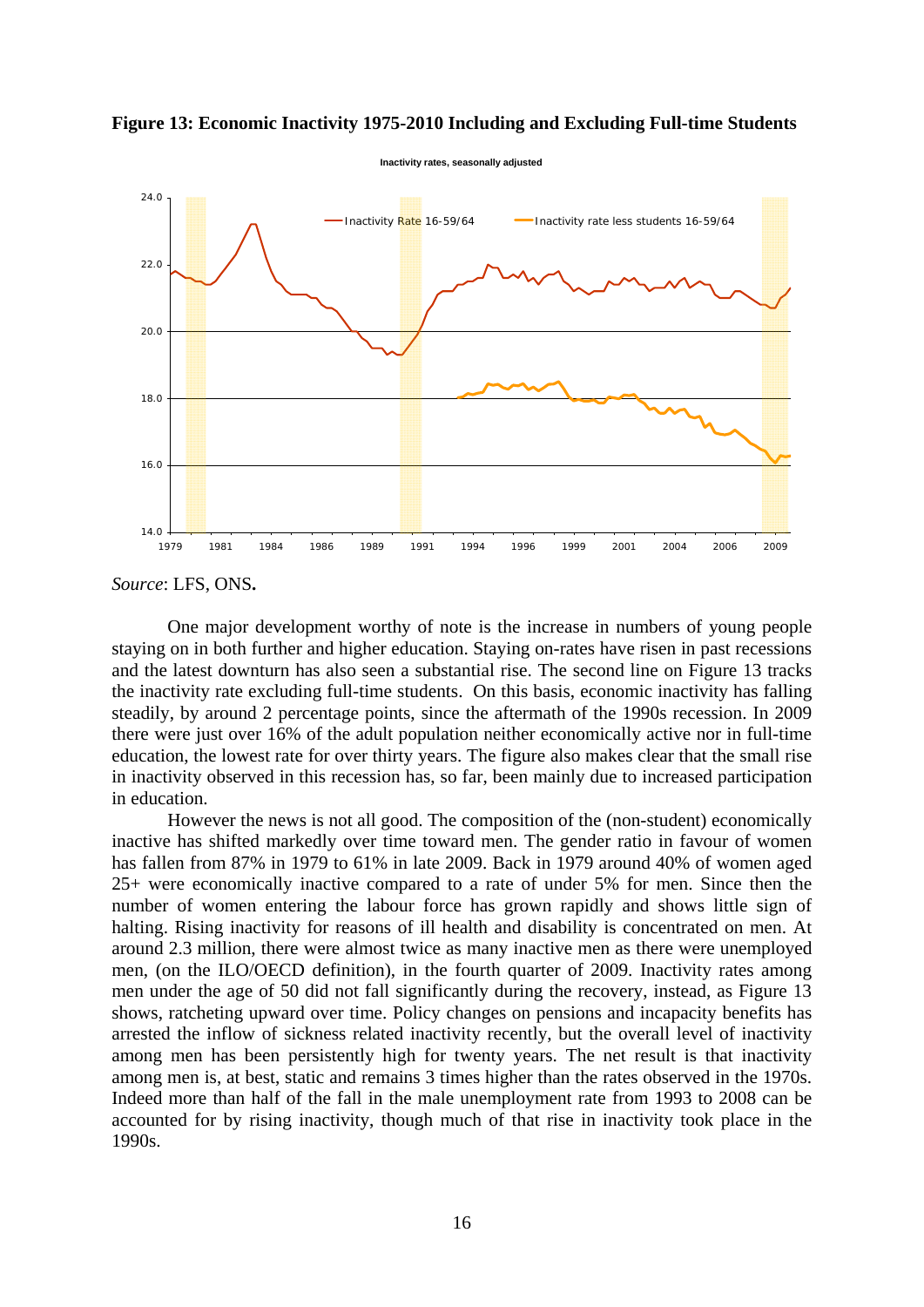**Figure 13: Economic Inactivity 1975-2010 Including and Excluding Full-time Students**

*Source*: LFS, ONS**.**

One major development worthy of note is the increase in numbers of young people staying on in both further and higher education. Staying on-rates have risen in past recessions and the latest downturn has also seen a substantial rise. The second line on Figure 13 tracks the inactivity rate excluding full-time students. On this basis, economic inactivity has falling steadily, by around 2 percentage points, since the aftermath of the 1990s recession. In 2009 there were just over 16% of the adult population neither economically active nor in full-time education, the lowest rate for over thirty years. The figure also makes clear that the small rise in inactivity observed in this recession has, so far, been mainly due to increased participation in education.

However the news is not all good. The composition of the (non-student) economically inactive has shifted markedly over time toward men. The gender ratio in favour of women has fallen from 87% in 1979 to 61% in late 2009. Back in 1979 around 40% of women aged 25+ were economically inactive compared to a rate of under 5% for men. Since then the number of women entering the labour force has grown rapidly and shows little sign of halting. Rising inactivity for reasons of ill health and disability is concentrated on men. At around 2.3 million, there were almost twice as many inactive men as there were unemployed men, (on the ILO/OECD definition), in the fourth quarter of 2009. Inactivity rates among men under the age of 50 did not fall significantly during the recovery, instead, as Figure 13 shows, ratcheting upward over time. Policy changes on pensions and incapacity benefits has arrested the inflow of sickness related inactivity recently, but the overall level of inactivity among men has been persistently high for twenty years. The net result is that inactivity among men is, at best, static and remains 3 times higher than the rates observed in the 1970s. Indeed more than half of the fall in the male unemployment rate from 1993 to 2008 can be accounted for by rising inactivity, though much of that rise in inactivity took place in the 1990s.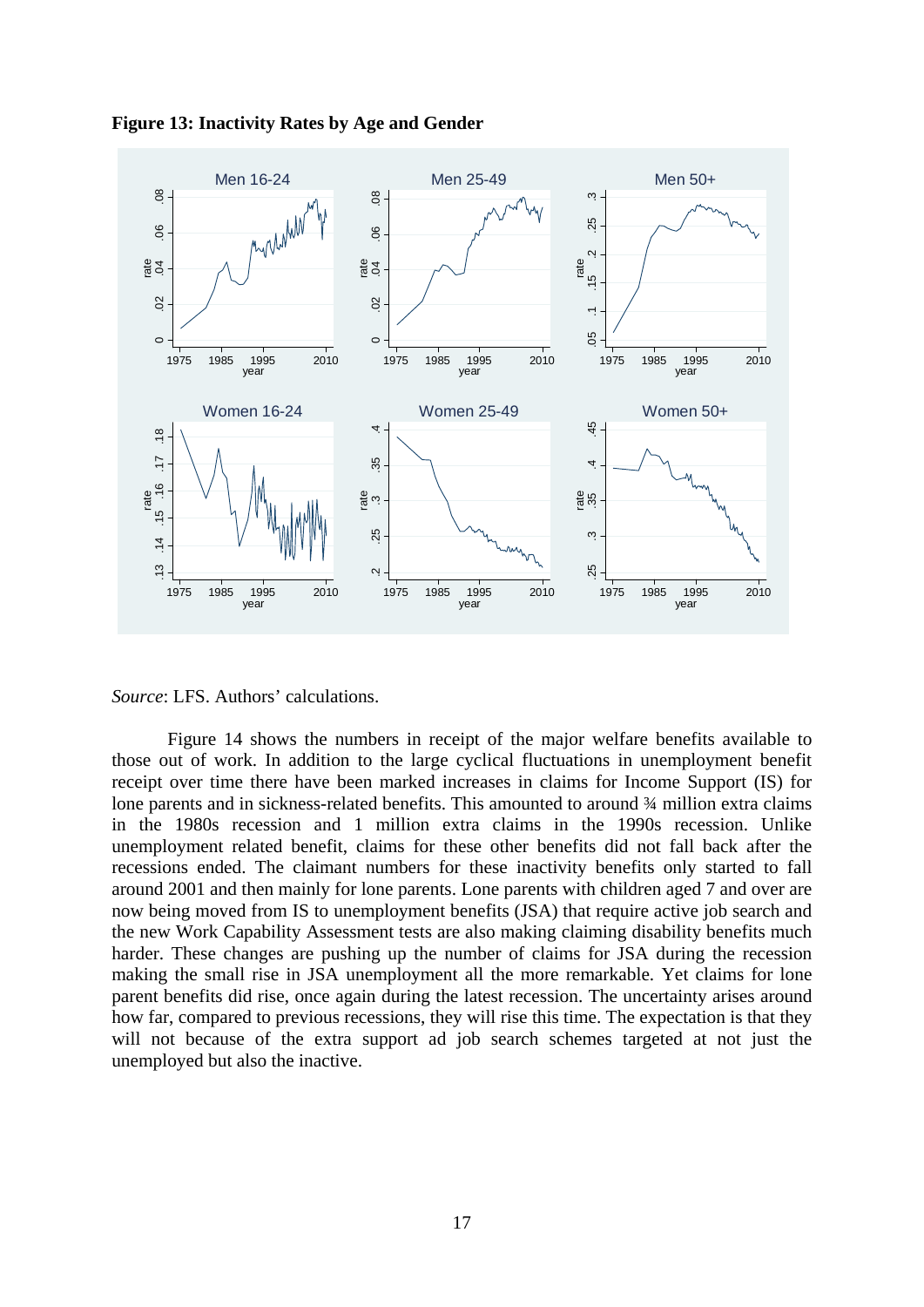**Figure 13: Inactivity Rates by Age and Gender**

*Source*: LFS. Authors' calculations.

Figure 14 shows the numbers in receipt of the major welfare benefits available to those out of work. In addition to the large cyclical fluctuations in unemployment benefit receipt over time there have been marked increases in claims for Income Support (IS) for lone parents and in sickness-related benefits. This amounted to around ¾ million extra claims in the 1980s recession and 1 million extra claims in the 1990s recession. Unlike unemployment related benefit, claims for these other benefits did not fall back after the recessions ended. The claimant numbers for these inactivity benefits only started to fall around 2001 and then mainly for lone parents. Lone parents with children aged 7 and over are now being moved from IS to unemployment benefits (JSA) that require active job search and the new Work Capability Assessment tests are also making claiming disability benefits much harder. These changes are pushing up the number of claims for JSA during the recession making the small rise in JSA unemployment all the more remarkable. Yet claims for lone parent benefits did rise, once again during the latest recession. The uncertainty arises around how far, compared to previous recessions, they will rise this time. The expectation is that they will not because of the extra support ad job search schemes targeted at not just the unemployed but also the inactive.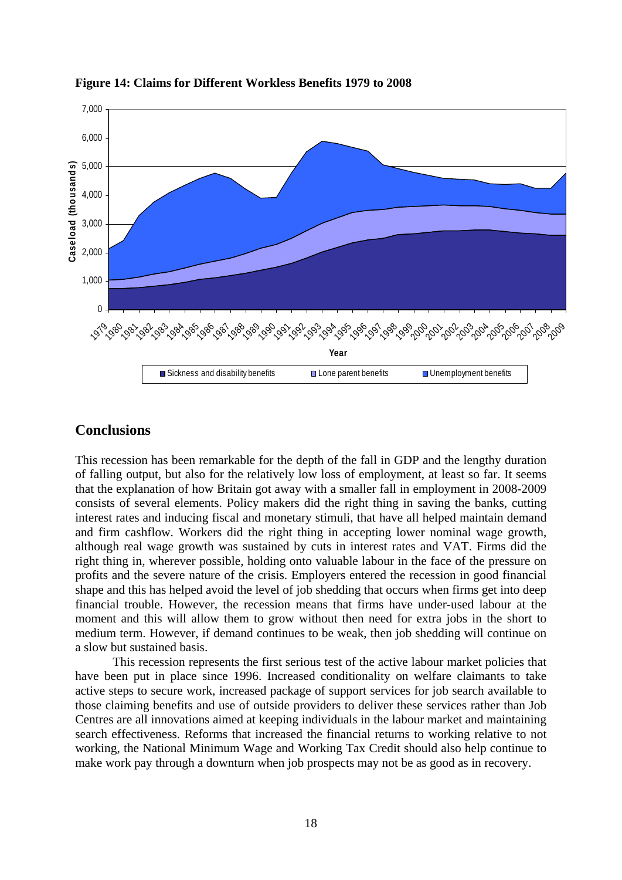**Figure 14: Claims for Different Workless Benefits 1979 to 2008**

7,000
6,000
5,000
4,000
3,000
2,000
1,000
0

Caseload (thousands)

1979 1980 1981 1982 1983 1984 1985 1986 1987 1988 1989 1990 1991 1992 1993 1994 1995 1996 1997 1998 1999 2000 2001 2002 2003 2004 2005 2006 2007 2008 2009

Year

Sickness and disability benefits
Lone parent benefits
Unemployment benefits

## Conclusions

This recession has been remarkable for the depth of the fall in GDP and the lengthy duration of falling output, but also for the relatively low loss of employment, at least so far. It seems that the explanation of how Britain got away with a smaller fall in employment in 2008-2009 consists of several elements. Policy makers did the right thing in saving the banks, cutting interest rates and inducing fiscal and monetary stimuli, that have all helped maintain demand and firm cashflow. Workers did the right thing in accepting lower nominal wage growth, although real wage growth was sustained by cuts in interest rates and VAT. Firms did the right thing in, wherever possible, holding onto valuable labour in the face of the pressure on profits and the severe nature of the crisis. Employers entered the recession in good financial shape and this has helped avoid the level of job shedding that occurs when firms get into deep financial trouble. However, the recession means that firms have under-used labour at the moment and this will allow them to grow without then need for extra jobs in the short to medium term. However, if demand continues to be weak, then job shedding will continue on a slow but sustained basis.

This recession represents the first serious test of the active labour market policies that have been put in place since 1996. Increased conditionality on welfare claimants to take active steps to secure work, increased package of support services for job search available to those claiming benefits and use of outside providers to deliver these services rather than Job Centres are all innovations aimed at keeping individuals in the labour market and maintaining search effectiveness. Reforms that increased the financial returns to working relative to not working, the National Minimum Wage and Working Tax Credit should also help continue to make work pay through a downturn when job prospects may not be as good as in recovery.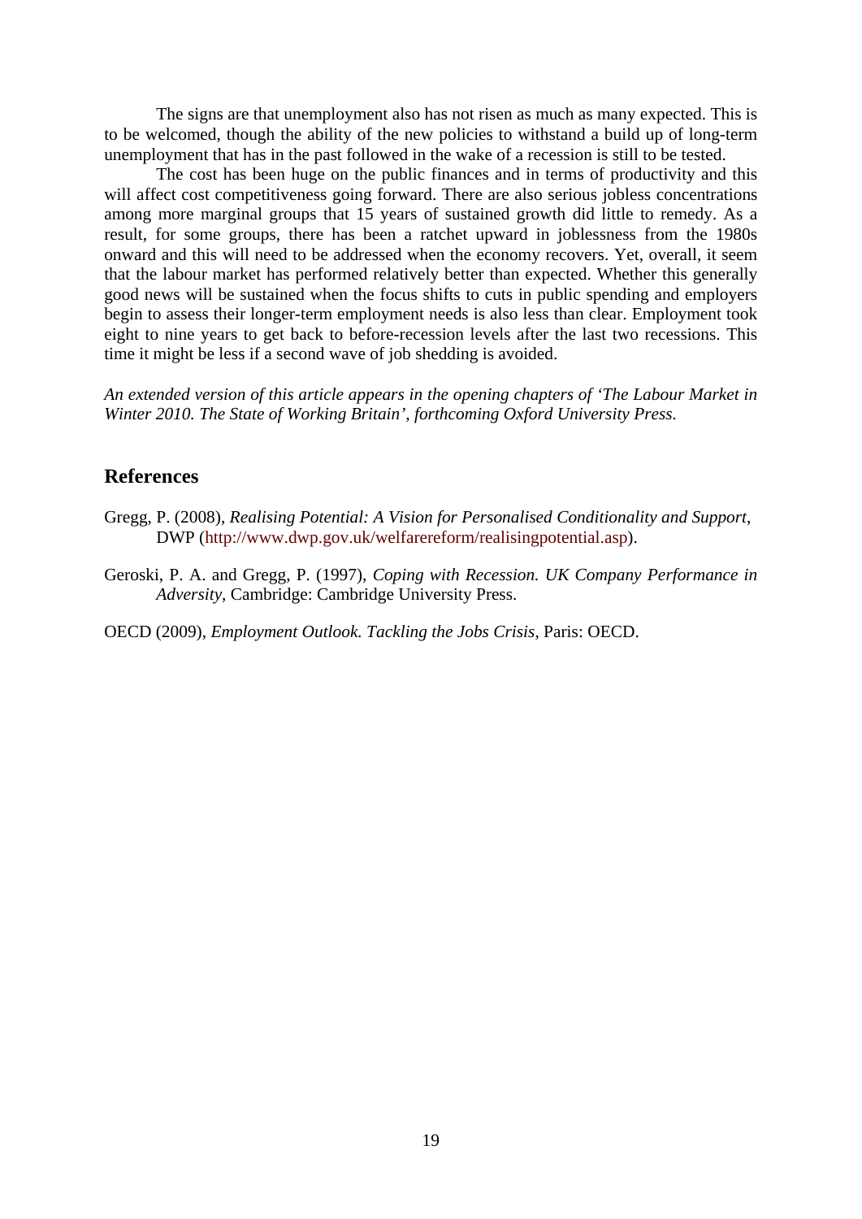The signs are that unemployment also has not risen as much as many expected. This is to be welcomed, though the ability of the new policies to withstand a build up of long-term unemployment that has in the past followed in the wake of a recession is still to be tested.

The cost has been huge on the public finances and in terms of productivity and this will affect cost competitiveness going forward. There are also serious jobless concentrations among more marginal groups that 15 years of sustained growth did little to remedy. As a result, for some groups, there has been a ratchet upward in joblessness from the 1980s onward and this will need to be addressed when the economy recovers. Yet, overall, it seem that the labour market has performed relatively better than expected. Whether this generally good news will be sustained when the focus shifts to cuts in public spending and employers begin to assess their longer-term employment needs is also less than clear. Employment took eight to nine years to get back to before-recession levels after the last two recessions. This time it might be less if a second wave of job shedding is avoided.

*An extended version of this article appears in the opening chapters of 'The Labour Market in Winter 2010. The State of Working Britain', forthcoming Oxford University Press.*

## References

Gregg, P. (2008), *Realising Potential: A Vision for Personalised Conditionality and Support*, DWP (http://www.dwp.gov.uk/welfarereform/realisingpotential.asp).

Geroski, P. A. and Gregg, P. (1997), *Coping with Recession. UK Company Performance in Adversity*, Cambridge: Cambridge University Press.

OECD (2009), *Employment Outlook. Tackling the Jobs Crisis*, Paris: OECD.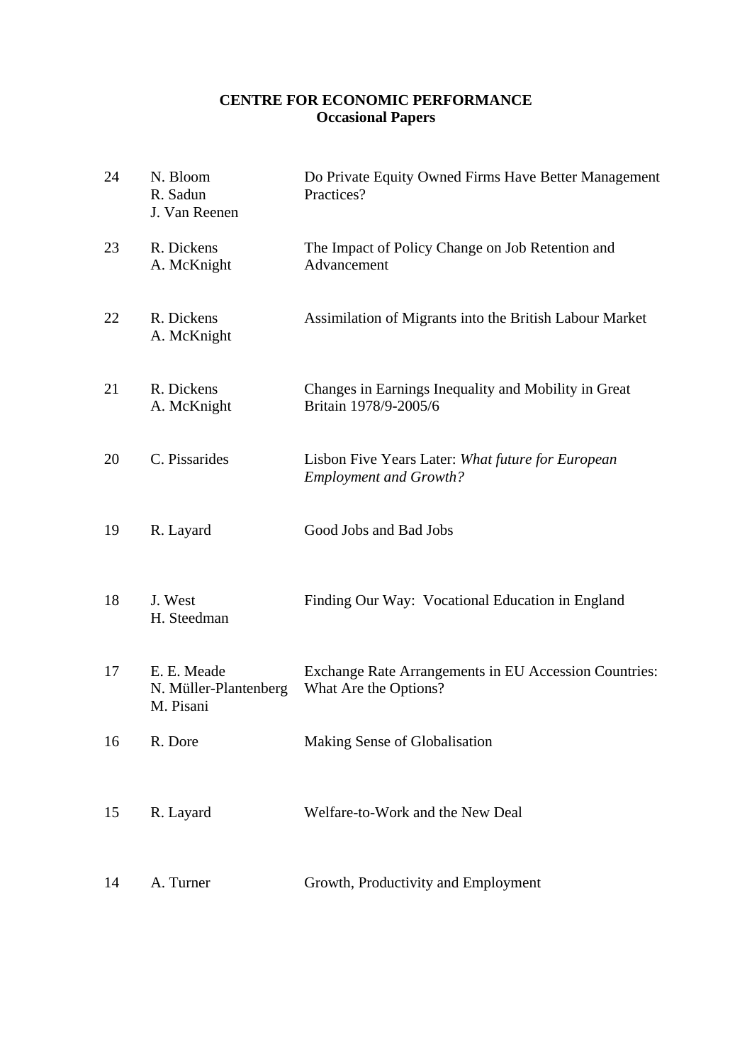**CENTRE FOR ECONOMIC PERFORMANCE**
**Occasional Papers**

| | | |
|---|---|---|
| 24 | N. Bloom<br>R. Sadun<br>J. Van Reenen | Do Private Equity Owned Firms Have Better Management Practices? |
| 23 | R. Dickens<br>A. McKnight | The Impact of Policy Change on Job Retention and Advancement |
| 22 | R. Dickens<br>A. McKnight | Assimilation of Migrants into the British Labour Market |
| 21 | R. Dickens<br>A. McKnight | Changes in Earnings Inequality and Mobility in Great Britain 1978/9-2005/6 |
| 20 | C. Pissarides | Lisbon Five Years Later: *What future for European Employment and Growth?* |
| 19 | R. Layard | Good Jobs and Bad Jobs |
| 18 | J. West<br>H. Steedman | Finding Our Way: Vocational Education in England |
| 17 | E. E. Meade<br>N. Müller-Plantenberg<br>M. Pisani | Exchange Rate Arrangements in EU Accession Countries: What Are the Options? |
| 16 | R. Dore | Making Sense of Globalisation |
| 15 | R. Layard | Welfare-to-Work and the New Deal |
| 14 | A. Turner | Growth, Productivity and Employment |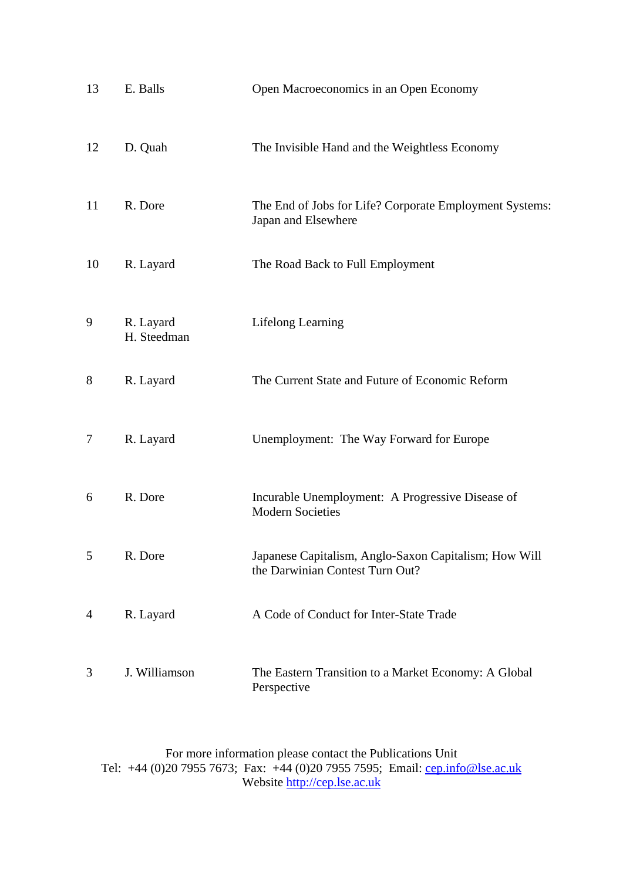| | | |
|---|---|---|
| 13 | E. Balls | Open Macroeconomics in an Open Economy |
| 12 | D. Quah | The Invisible Hand and the Weightless Economy |
| 11 | R. Dore | The End of Jobs for Life? Corporate Employment Systems: Japan and Elsewhere |
| 10 | R. Layard | The Road Back to Full Employment |
| 9 | R. Layard<br>H. Steedman | Lifelong Learning |
| 8 | R. Layard | The Current State and Future of Economic Reform |
| 7 | R. Layard | Unemployment: The Way Forward for Europe |
| 6 | R. Dore | Incurable Unemployment: A Progressive Disease of Modern Societies |
| 5 | R. Dore | Japanese Capitalism, Anglo-Saxon Capitalism; How Will the Darwinian Contest Turn Out? |
| 4 | R. Layard | A Code of Conduct for Inter-State Trade |
| 3 | J. Williamson | The Eastern Transition to a Market Economy: A Global Perspective |

For more information please contact the Publications Unit
Tel: +44 (0)20 7955 7673; Fax: +44 (0)20 7955 7595; Email: cep.info@lse.ac.uk
Website http://cep.lse.ac.uk